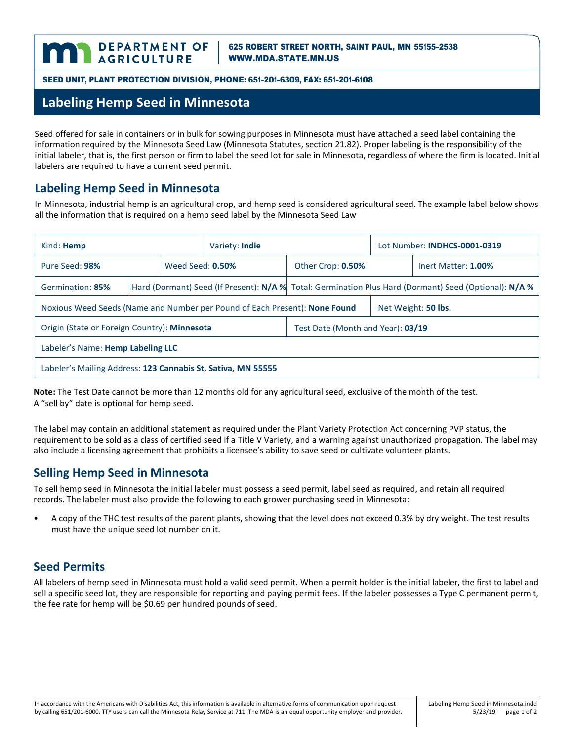**DEPARTMENT OF AGRICULTURE** | 625 ROBERT STREET NORTH, SAINT PAUL, MN 55155-2538
WWW.MDA.STATE.MN.US

SEED UNIT, PLANT PROTECTION DIVISION, PHONE: 651-201-6309, FAX: 651-201-6108

# Labeling Hemp Seed in Minnesota

Seed offered for sale in containers or in bulk for sowing purposes in Minnesota must have attached a seed label containing the information required by the Minnesota Seed Law (Minnesota Statutes, section 21.82). Proper labeling is the responsibility of the initial labeler, that is, the first person or firm to label the seed lot for sale in Minnesota, regardless of where the firm is located. Initial labelers are required to have a current seed permit.

## Labeling Hemp Seed in Minnesota

In Minnesota, industrial hemp is an agricultural crop, and hemp seed is considered agricultural seed. The example label below shows all the information that is required on a hemp seed label by the Minnesota Seed Law

| Kind: **Hemp** | | Variety: **Indie** | | Lot Number: **INDHCS-0001-0319** | |
|---|---|---|---|---|---|
| Pure Seed: **98%** | Weed Seed: **0.50%** | | Other Crop: **0.50%** | | Inert Matter: **1.00%** |
| Germination: **85%** | Hard (Dormant) Seed (If Present): **N/A %** | | Total: Germination Plus Hard (Dormant) Seed (Optional): **N/A %** | | |
| Noxious Weed Seeds (Name and Number per Pound of Each Present): **None Found** | | | | Net Weight: **50 lbs.** | |
| Origin (State or Foreign Country): **Minnesota** | | | Test Date (Month and Year): **03/19** | | |
| Labeler's Name: **Hemp Labeling LLC** | | | | | |
| Labeler's Mailing Address: **123 Cannabis St, Sativa, MN 55555** | | | | | |

**Note:** The Test Date cannot be more than 12 months old for any agricultural seed, exclusive of the month of the test.
A "sell by" date is optional for hemp seed.

The label may contain an additional statement as required under the Plant Variety Protection Act concerning PVP status, the requirement to be sold as a class of certified seed if a Title V Variety, and a warning against unauthorized propagation. The label may also include a licensing agreement that prohibits a licensee's ability to save seed or cultivate volunteer plants.

## Selling Hemp Seed in Minnesota

To sell hemp seed in Minnesota the initial labeler must possess a seed permit, label seed as required, and retain all required records. The labeler must also provide the following to each grower purchasing seed in Minnesota:

- A copy of the THC test results of the parent plants, showing that the level does not exceed 0.3% by dry weight. The test results must have the unique seed lot number on it.

## Seed Permits

All labelers of hemp seed in Minnesota must hold a valid seed permit. When a permit holder is the initial labeler, the first to label and sell a specific seed lot, they are responsible for reporting and paying permit fees. If the labeler possesses a Type C permanent permit, the fee rate for hemp will be $0.69 per hundred pounds of seed.

In accordance with the Americans with Disabilities Act, this information is available in alternative forms of communication upon request by calling 651/201-6000. TTY users can call the Minnesota Relay Service at 711. The MDA is an equal opportunity employer and provider.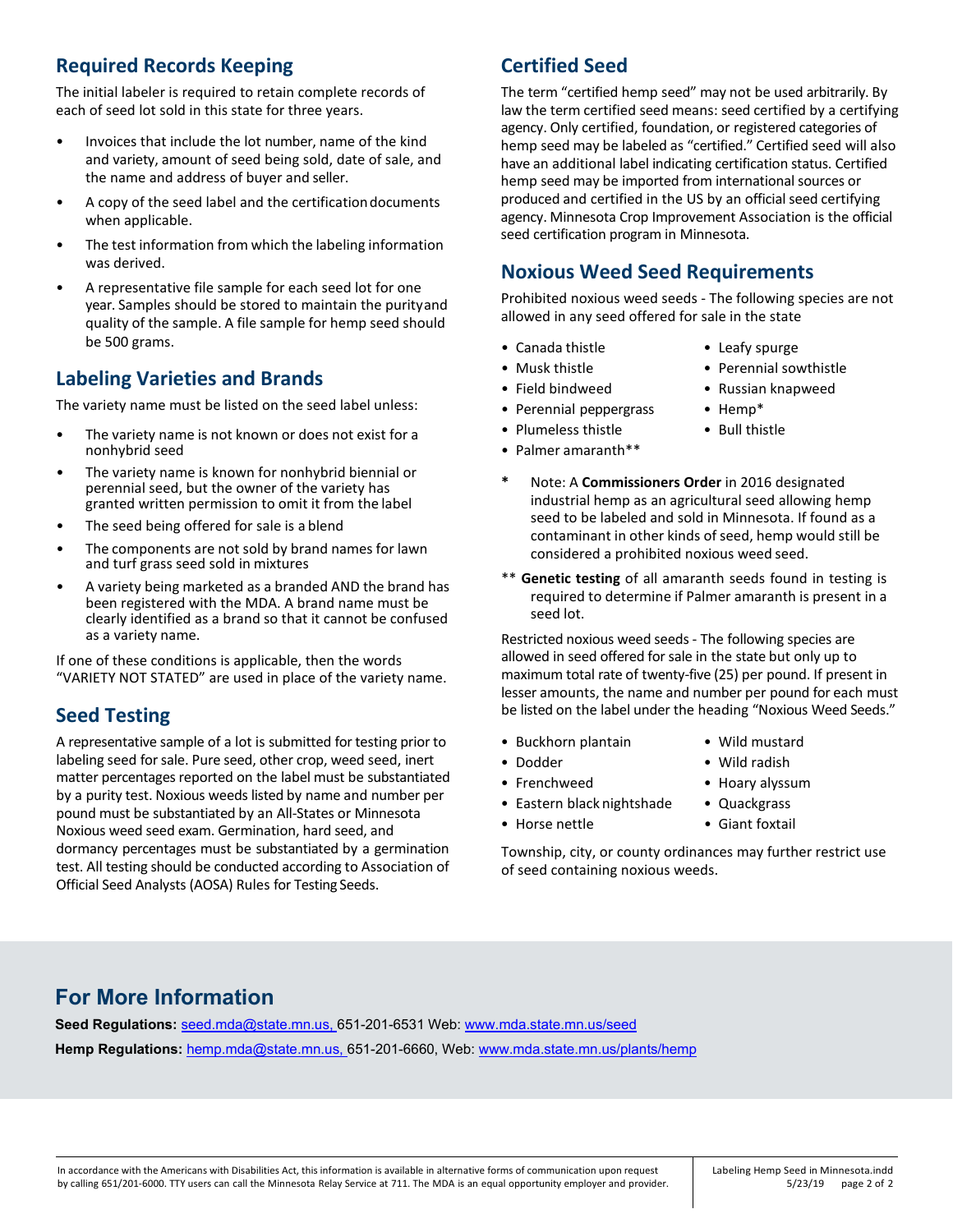## Required Records Keeping

The initial labeler is required to retain complete records of each of seed lot sold in this state for three years.

- Invoices that include the lot number, name of the kind and variety, amount of seed being sold, date of sale, and the name and address of buyer and seller.
- A copy of the seed label and the certification documents when applicable.
- The test information from which the labeling information was derived.
- A representative file sample for each seed lot for one year. Samples should be stored to maintain the purity and quality of the sample. A file sample for hemp seed should be 500 grams.

## Labeling Varieties and Brands

The variety name must be listed on the seed label unless:

- The variety name is not known or does not exist for a nonhybrid seed
- The variety name is known for nonhybrid biennial or perennial seed, but the owner of the variety has granted written permission to omit it from the label
- The seed being offered for sale is a blend
- The components are not sold by brand names for lawn and turf grass seed sold in mixtures
- A variety being marketed as a branded AND the brand has been registered with the MDA. A brand name must be clearly identified as a brand so that it cannot be confused as a variety name.

If one of these conditions is applicable, then the words "VARIETY NOT STATED" are used in place of the variety name.

## Seed Testing

A representative sample of a lot is submitted for testing prior to labeling seed for sale. Pure seed, other crop, weed seed, inert matter percentages reported on the label must be substantiated by a purity test. Noxious weeds listed by name and number per pound must be substantiated by an All-States or Minnesota Noxious weed seed exam. Germination, hard seed, and dormancy percentages must be substantiated by a germination test. All testing should be conducted according to Association of Official Seed Analysts (AOSA) Rules for Testing Seeds.

## Certified Seed

The term "certified hemp seed" may not be used arbitrarily. By law the term certified seed means: seed certified by a certifying agency. Only certified, foundation, or registered categories of hemp seed may be labeled as "certified." Certified seed will also have an additional label indicating certification status. Certified hemp seed may be imported from international sources or produced and certified in the US by an official seed certifying agency. Minnesota Crop Improvement Association is the official seed certification program in Minnesota.

## Noxious Weed Seed Requirements

Prohibited noxious weed seeds - The following species are not allowed in any seed offered for sale in the state

- Canada thistle
- Musk thistle
- Field bindweed
- Perennial peppergrass
- Plumeless thistle
- Palmer amaranth**
- Leafy spurge
- Perennial sowthistle
- Russian knapweed
- Hemp*
- Bull thistle

\* Note: A **Commissioners Order** in 2016 designated industrial hemp as an agricultural seed allowing hemp seed to be labeled and sold in Minnesota. If found as a contaminant in other kinds of seed, hemp would still be considered a prohibited noxious weed seed.

\** **Genetic testing** of all amaranth seeds found in testing is required to determine if Palmer amaranth is present in a seed lot.

Restricted noxious weed seeds - The following species are allowed in seed offered for sale in the state but only up to maximum total rate of twenty-five (25) per pound. If present in lesser amounts, the name and number per pound for each must be listed on the label under the heading "Noxious Weed Seeds."

- Buckhorn plantain
- Dodder
- Frenchweed
- Eastern black nightshade
- Horse nettle
- Wild mustard
- Wild radish
- Hoary alyssum
- Quackgrass
- Giant foxtail

Township, city, or county ordinances may further restrict use of seed containing noxious weeds.

## For More Information

**Seed Regulations:** seed.mda@state.mn.us, 651-201-6531 Web: www.mda.state.mn.us/seed

**Hemp Regulations:** hemp.mda@state.mn.us, 651-201-6660, Web: www.mda.state.mn.us/plants/hemp

In accordance with the Americans with Disabilities Act, this information is available in alternative forms of communication upon request by calling 651/201-6000. TTY users can call the Minnesota Relay Service at 711. The MDA is an equal opportunity employer and provider.

Labeling Hemp Seed in Minnesota.indd 5/23/19